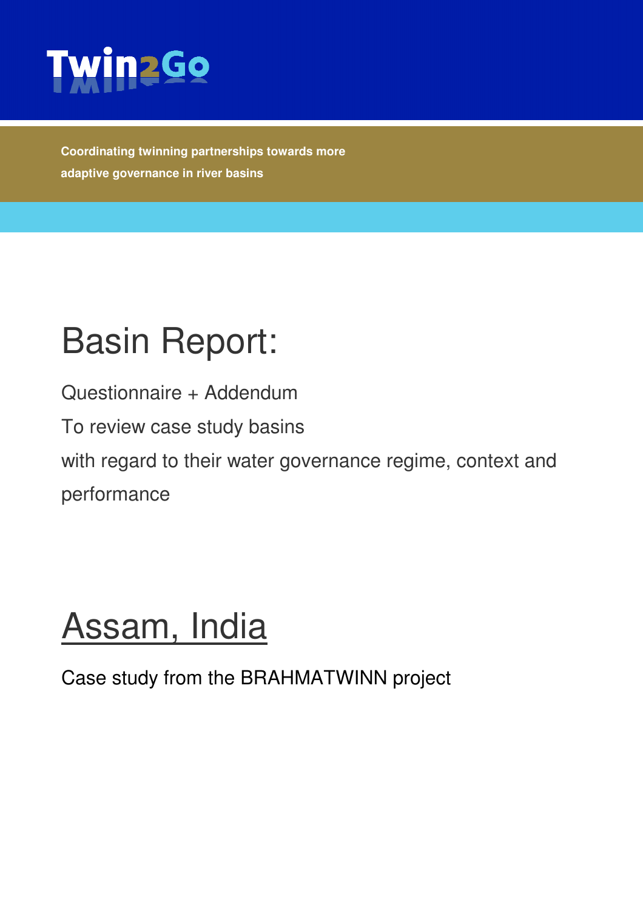Twin2Go

**Coordinating twinning partnerships towards more adaptive governance in river basins**

# Basin Report:

Questionnaire + Addendum

To review case study basins

with regard to their water governance regime, context and performance

# Assam, India

Case study from the BRAHMATWINN project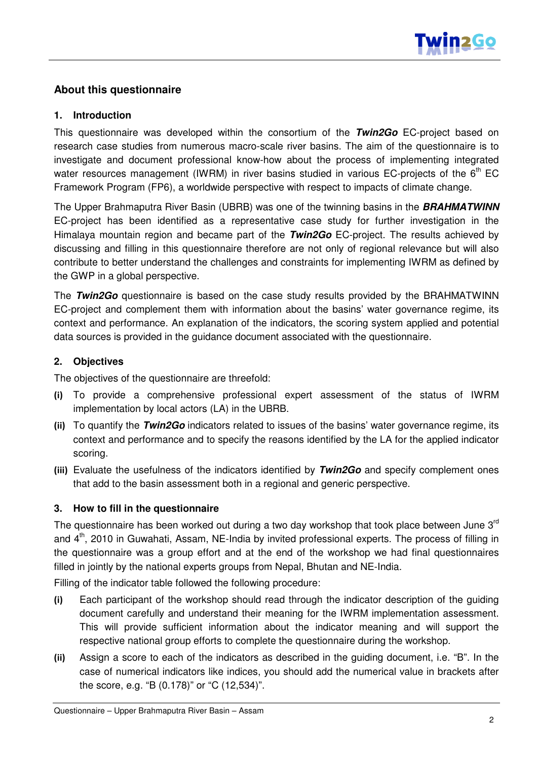## About this questionnaire

### 1. Introduction

This questionnaire was developed within the consortium of the ***Twin2Go*** EC-project based on research case studies from numerous macro-scale river basins. The aim of the questionnaire is to investigate and document professional know-how about the process of implementing integrated water resources management (IWRM) in river basins studied in various EC-projects of the 6th EC Framework Program (FP6), a worldwide perspective with respect to impacts of climate change.

The Upper Brahmaputra River Basin (UBRB) was one of the twinning basins in the ***BRAHMATWINN*** EC-project has been identified as a representative case study for further investigation in the Himalaya mountain region and became part of the ***Twin2Go*** EC-project. The results achieved by discussing and filling in this questionnaire therefore are not only of regional relevance but will also contribute to better understand the challenges and constraints for implementing IWRM as defined by the GWP in a global perspective.

The ***Twin2Go*** questionnaire is based on the case study results provided by the BRAHMATWINN EC-project and complement them with information about the basins' water governance regime, its context and performance. An explanation of the indicators, the scoring system applied and potential data sources is provided in the guidance document associated with the questionnaire.

### 2. Objectives

The objectives of the questionnaire are threefold:

**(i)** To provide a comprehensive professional expert assessment of the status of IWRM implementation by local actors (LA) in the UBRB.

**(ii)** To quantify the ***Twin2Go*** indicators related to issues of the basins' water governance regime, its context and performance and to specify the reasons identified by the LA for the applied indicator scoring.

**(iii)** Evaluate the usefulness of the indicators identified by ***Twin2Go*** and specify complement ones that add to the basin assessment both in a regional and generic perspective.

### 3. How to fill in the questionnaire

The questionnaire has been worked out during a two day workshop that took place between June 3rd and 4th, 2010 in Guwahati, Assam, NE-India by invited professional experts. The process of filling in the questionnaire was a group effort and at the end of the workshop we had final questionnaires filled in jointly by the national experts groups from Nepal, Bhutan and NE-India.

Filling of the indicator table followed the following procedure:

**(i)** Each participant of the workshop should read through the indicator description of the guiding document carefully and understand their meaning for the IWRM implementation assessment. This will provide sufficient information about the indicator meaning and will support the respective national group efforts to complete the questionnaire during the workshop.

**(ii)** Assign a score to each of the indicators as described in the guiding document, i.e. "B". In the case of numerical indicators like indices, you should add the numerical value in brackets after the score, e.g. "B (0.178)" or "C (12,534)".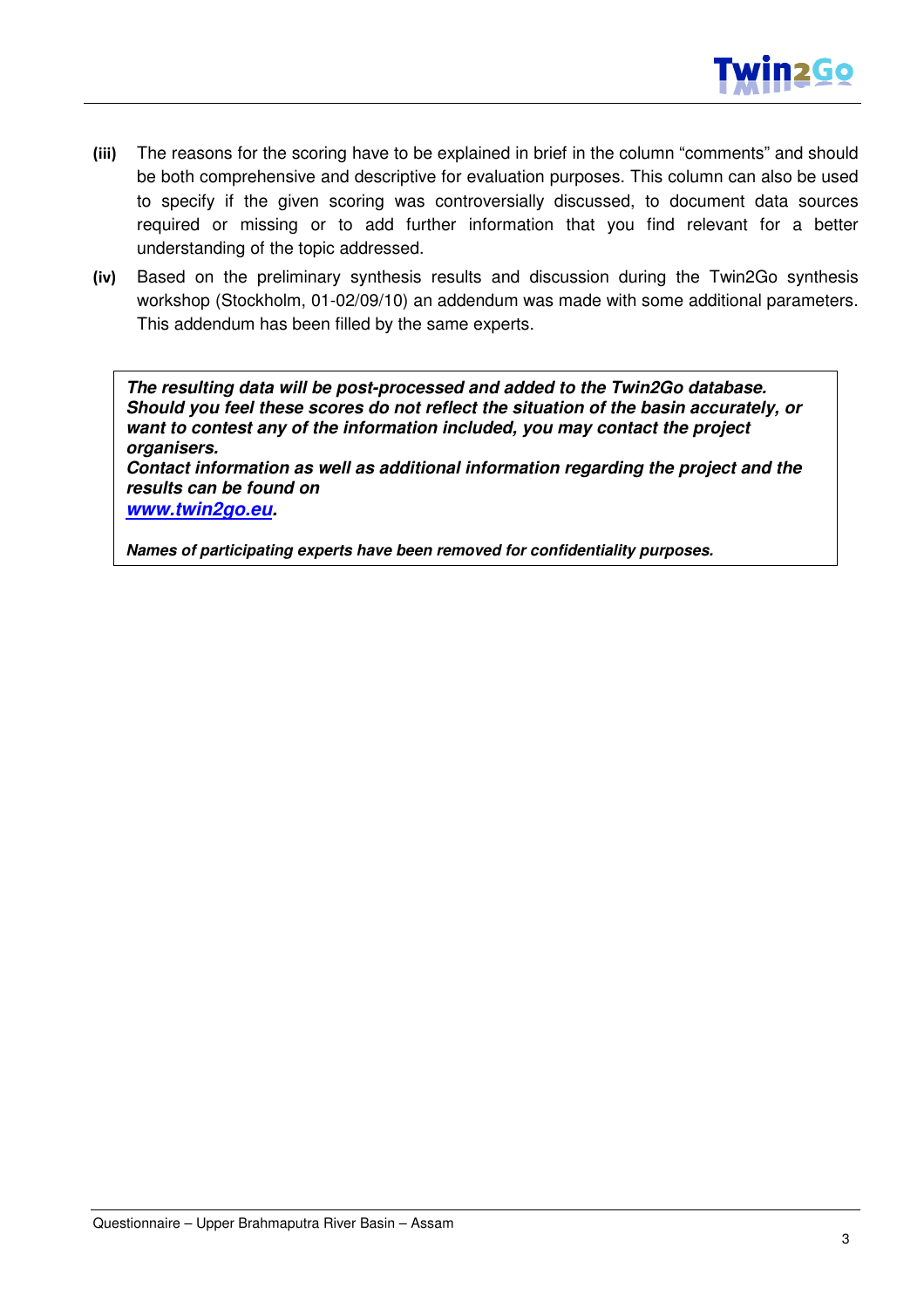**(iii)** The reasons for the scoring have to be explained in brief in the column “comments” and should be both comprehensive and descriptive for evaluation purposes. This column can also be used to specify if the given scoring was controversially discussed, to document data sources required or missing or to add further information that you find relevant for a better understanding of the topic addressed.

**(iv)** Based on the preliminary synthesis results and discussion during the Twin2Go synthesis workshop (Stockholm, 01-02/09/10) an addendum was made with some additional parameters. This addendum has been filled by the same experts.

> ***The resulting data will be post-processed and added to the Twin2Go database. Should you feel these scores do not reflect the situation of the basin accurately, or want to contest any of the information included, you may contact the project organisers.***
> ***Contact information as well as additional information regarding the project and the results can be found on [www.twin2go.eu](http://www.twin2go.eu).***
>
> ***Names of participating experts have been removed for confidentiality purposes.***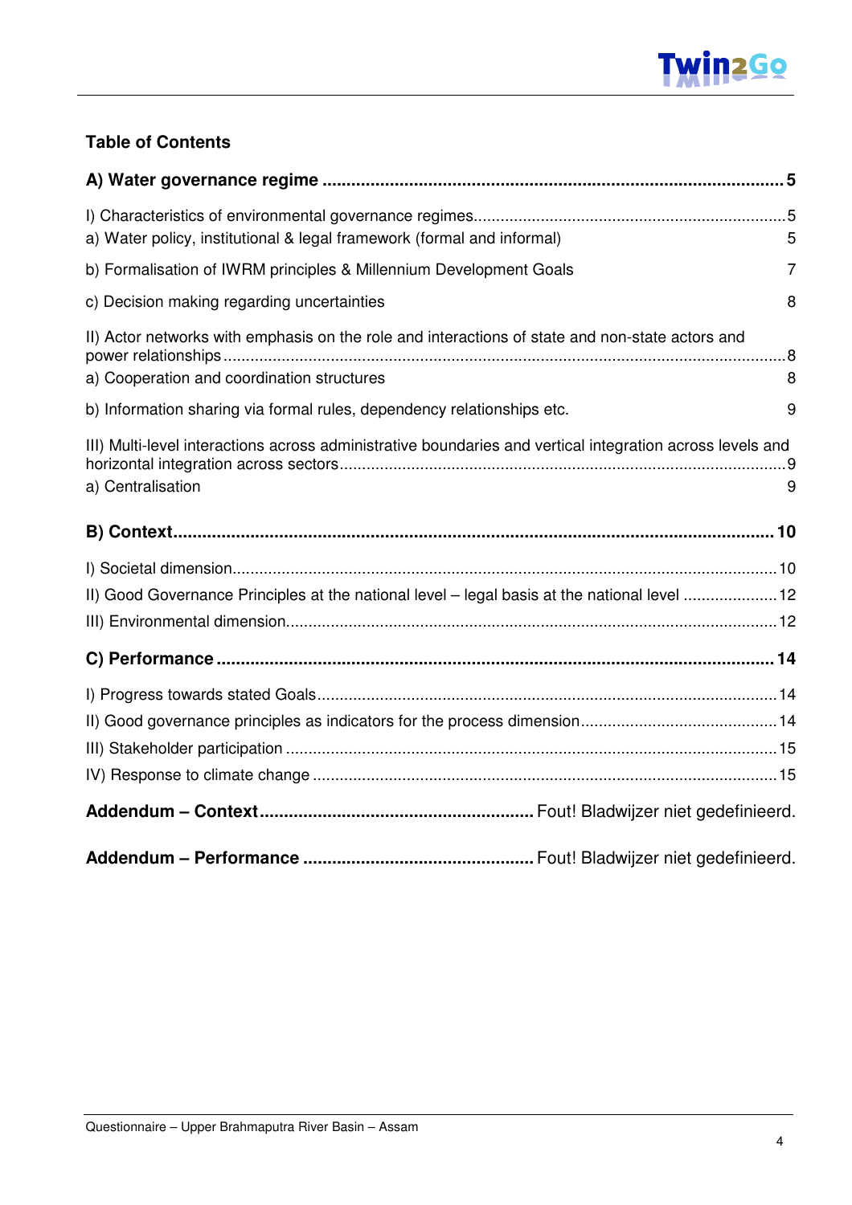## Table of Contents

**A) Water governance regime** .......... **5**

I) Characteristics of environmental governance regimes .......... 5

a) Water policy, institutional & legal framework (formal and informal) 5

b) Formalisation of IWRM principles & Millennium Development Goals 7

c) Decision making regarding uncertainties 8

II) Actor networks with emphasis on the role and interactions of state and non-state actors and power relationships .......... 8

a) Cooperation and coordination structures 8

b) Information sharing via formal rules, dependency relationships etc. 9

III) Multi-level interactions across administrative boundaries and vertical integration across levels and horizontal integration across sectors .......... 9

a) Centralisation 9

**B) Context** .......... **10**

I) Societal dimension .......... 10

II) Good Governance Principles at the national level – legal basis at the national level .......... 12

III) Environmental dimension .......... 12

**C) Performance** .......... **14**

I) Progress towards stated Goals .......... 14

II) Good governance principles as indicators for the process dimension .......... 14

III) Stakeholder participation .......... 15

IV) Response to climate change .......... 15

**Addendum – Context** .......... Fout! Bladwijzer niet gedefinieerd.

**Addendum – Performance** .......... Fout! Bladwijzer niet gedefinieerd.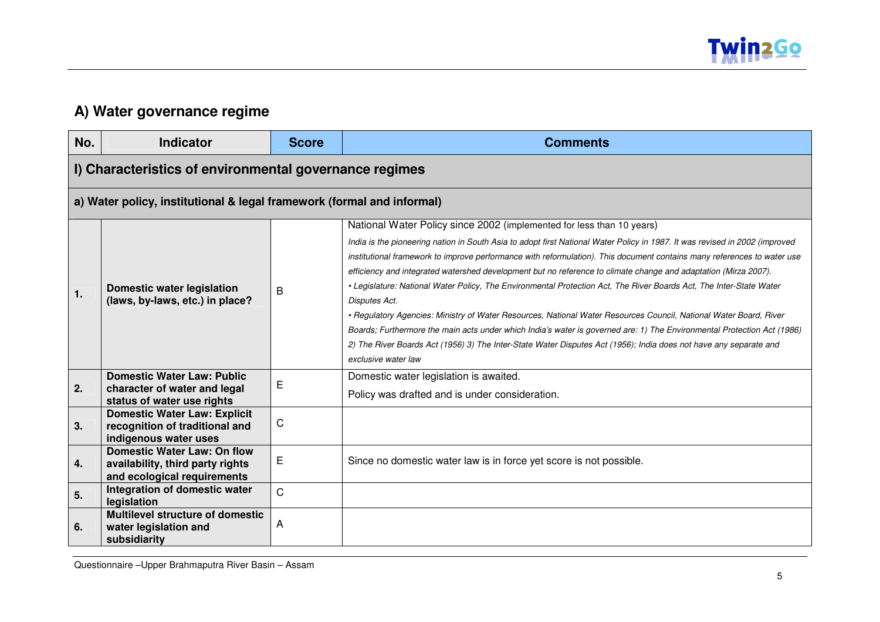## A) Water governance regime

| No. | Indicator | Score | Comments |
|---|---|---|---|
| **I) Characteristics of environmental governance regimes** | | | |
| **a) Water policy, institutional & legal framework (formal and informal)** | | | |
| **1.** | **Domestic water legislation (laws, by-laws, etc.) in place?** | B | National Water Policy since 2002 (implemented for less than 10 years)<br>*India is the pioneering nation in South Asia to adopt first National Water Policy in 1987. It was revised in 2002 (improved institutional framework to improve performance with reformulation). This document contains many references to water use efficiency and integrated watershed development but no reference to climate change and adaptation (Mirza 2007).*<br>*• Legislature: National Water Policy, The Environmental Protection Act, The River Boards Act, The Inter-State Water Disputes Act.*<br>*• Regulatory Agencies: Ministry of Water Resources, National Water Resources Council, National Water Board, River Boards; Furthermore the main acts under which India's water is governed are: 1) The Environmental Protection Act (1986) 2) The River Boards Act (1956) 3) The Inter-State Water Disputes Act (1956); India does not have any separate and exclusive water law* |
| **2.** | **Domestic Water Law: Public character of water and legal status of water use rights** | E | Domestic water legislation is awaited.<br>Policy was drafted and is under consideration. |
| **3.** | **Domestic Water Law: Explicit recognition of traditional and indigenous water uses** | C | |
| **4.** | **Domestic Water Law: On flow availability, third party rights and ecological requirements** | E | Since no domestic water law is in force yet score is not possible. |
| **5.** | **Integration of domestic water legislation** | C | |
| **6.** | **Multilevel structure of domestic water legislation and subsidiarity** | A | |

Questionnaire –Upper Brahmaputra River Basin – Assam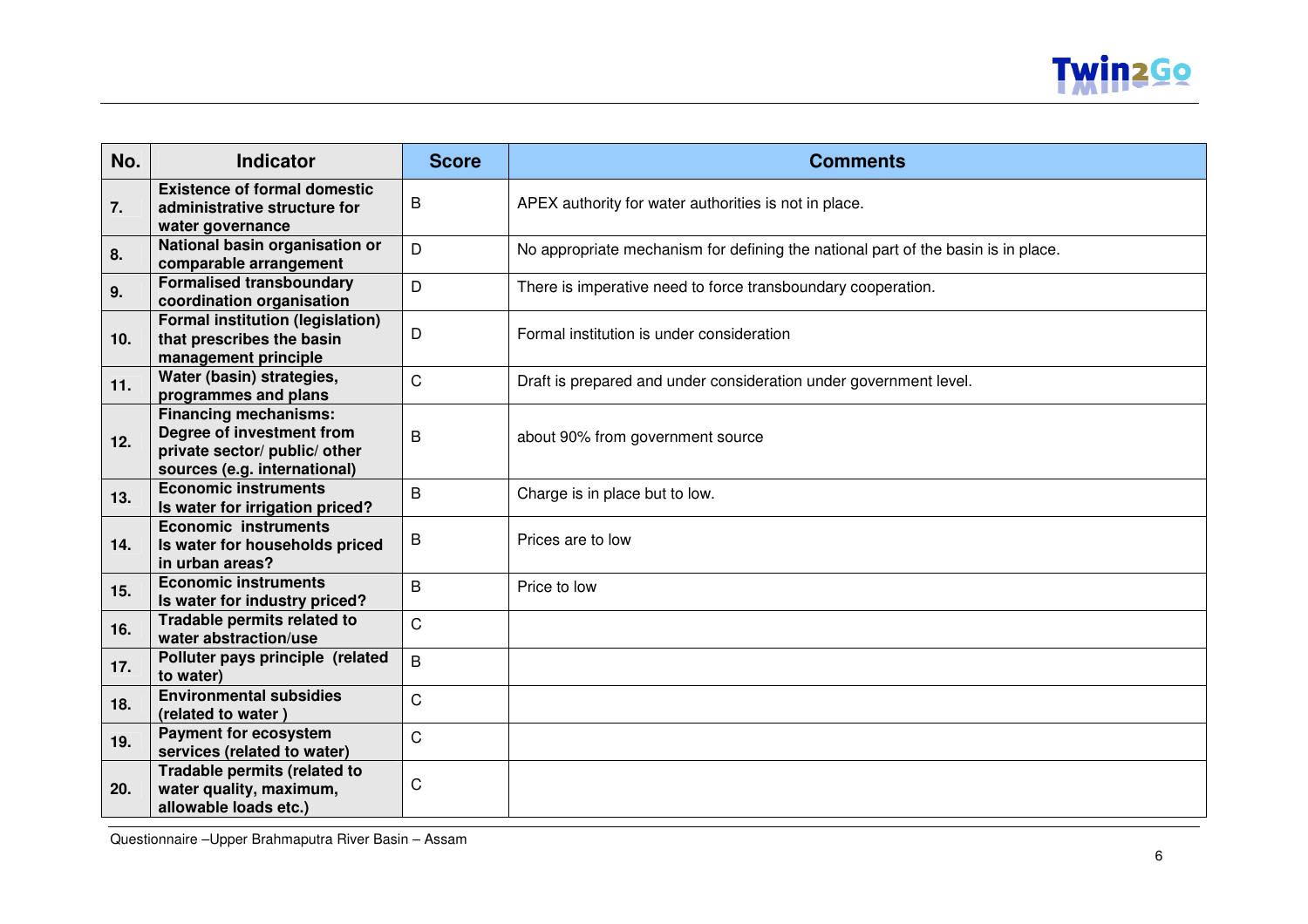| No. | Indicator | Score | Comments |
|---|---|---|---|
| 7. | **Existence of formal domestic administrative structure for water governance** | B | APEX authority for water authorities is not in place. |
| 8. | **National basin organisation or comparable arrangement** | D | No appropriate mechanism for defining the national part of the basin is in place. |
| 9. | **Formalised transboundary coordination organisation** | D | There is imperative need to force transboundary cooperation. |
| 10. | **Formal institution (legislation) that prescribes the basin management principle** | D | Formal institution is under consideration |
| 11. | **Water (basin) strategies, programmes and plans** | C | Draft is prepared and under consideration under government level. |
| 12. | **Financing mechanisms: Degree of investment from private sector/ public/ other sources (e.g. international)** | B | about 90% from government source |
| 13. | **Economic instruments Is water for irrigation priced?** | B | Charge is in place but to low. |
| 14. | **Economic instruments Is water for households priced in urban areas?** | B | Prices are to low |
| 15. | **Economic instruments Is water for industry priced?** | B | Price to low |
| 16. | **Tradable permits related to water abstraction/use** | C | |
| 17. | **Polluter pays principle (related to water)** | B | |
| 18. | **Environmental subsidies (related to water )** | C | |
| 19. | **Payment for ecosystem services (related to water)** | C | |
| 20. | **Tradable permits (related to water quality, maximum, allowable loads etc.)** | C | |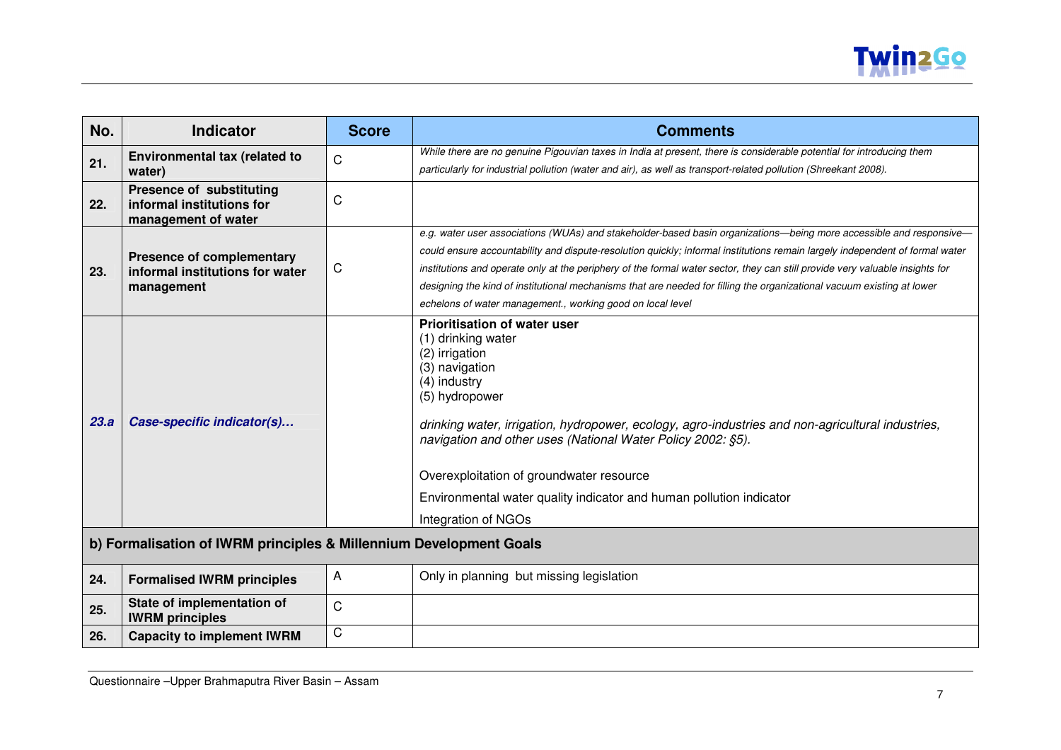| No. | Indicator | Score | Comments |
|---|---|---|---|
| 21. | **Environmental tax (related to water)** | C | *While there are no genuine Pigouvian taxes in India at present, there is considerable potential for introducing them particularly for industrial pollution (water and air), as well as transport-related pollution (Shreekant 2008).* |
| 22. | **Presence of substituting informal institutions for management of water** | C | |
| 23. | **Presence of complementary informal institutions for water management** | C | *e.g. water user associations (WUAs) and stakeholder-based basin organizations—being more accessible and responsive—could ensure accountability and dispute-resolution quickly; informal institutions remain largely independent of formal water institutions and operate only at the periphery of the formal water sector, they can still provide very valuable insights for designing the kind of institutional mechanisms that are needed for filling the organizational vacuum existing at lower echelons of water management., working good on local level* |
| *23.a* | ***Case-specific indicator(s)…*** | | **Prioritisation of water user**<br>(1) drinking water<br>(2) irrigation<br>(3) navigation<br>(4) industry<br>(5) hydropower<br><br>*drinking water, irrigation, hydropower, ecology, agro-industries and non-agricultural industries, navigation and other uses (National Water Policy 2002: §5).*<br><br>Overexploitation of groundwater resource<br>Environmental water quality indicator and human pollution indicator<br>Integration of NGOs |
| **b) Formalisation of IWRM principles & Millennium Development Goals** | | | |
| 24. | **Formalised IWRM principles** | A | Only in planning but missing legislation |
| 25. | **State of implementation of IWRM principles** | C | |
| 26. | **Capacity to implement IWRM** | C | |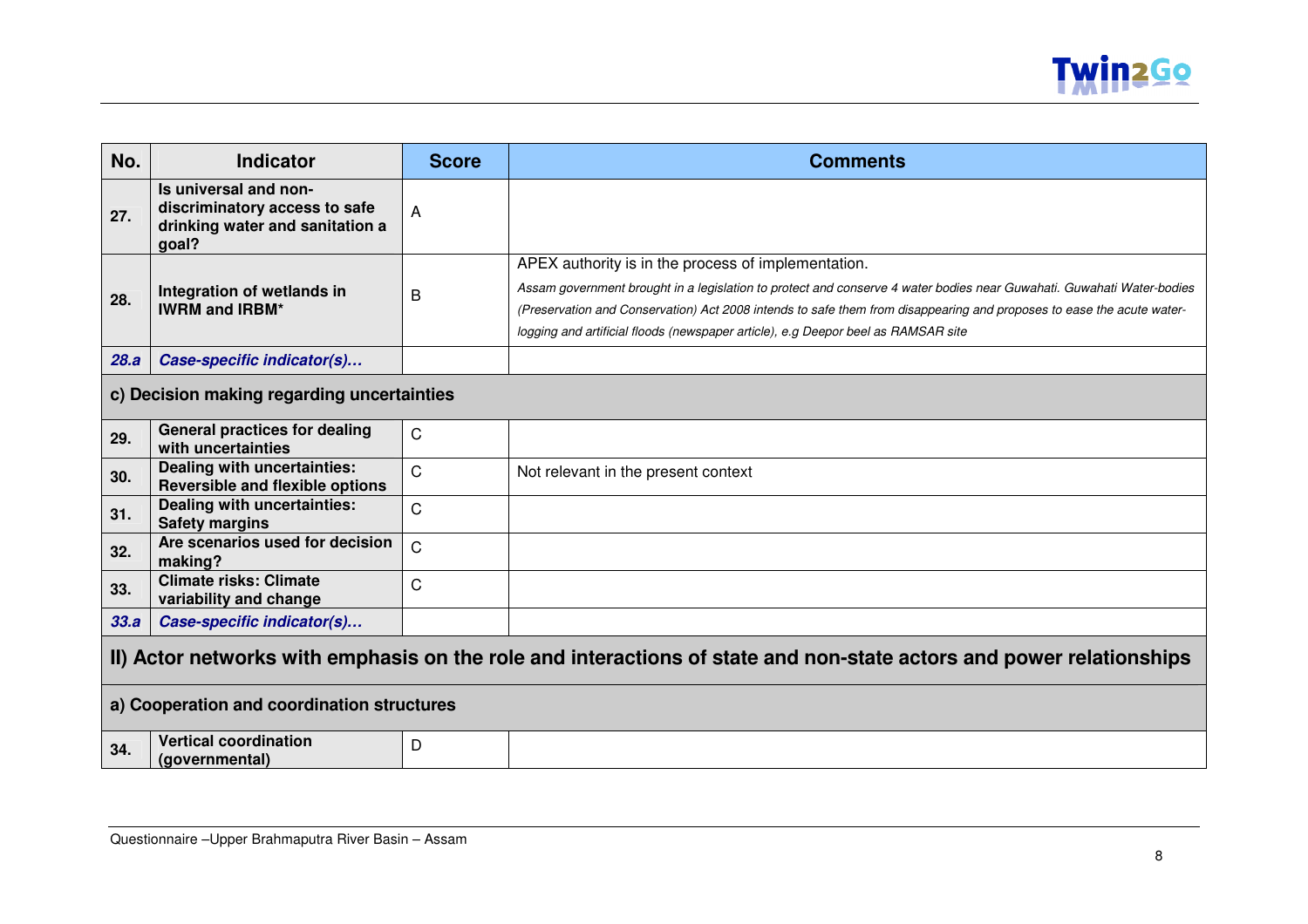| No. | Indicator | Score | Comments |
|---|---|---|---|
| **27.** | **Is universal and non-discriminatory access to safe drinking water and sanitation a goal?** | A | |
| **28.** | **Integration of wetlands in IWRM and IRBM*** | B | APEX authority is in the process of implementation. *Assam government brought in a legislation to protect and conserve 4 water bodies near Guwahati. Guwahati Water-bodies (Preservation and Conservation) Act 2008 intends to safe them from disappearing and proposes to ease the acute water-logging and artificial floods (newspaper article), e.g Deepor beel as RAMSAR site* |
| ***28.a*** | ***Case-specific indicator(s)…*** | | |
| **c) Decision making regarding uncertainties** | | | |
| **29.** | **General practices for dealing with uncertainties** | C | |
| **30.** | **Dealing with uncertainties: Reversible and flexible options** | C | Not relevant in the present context |
| **31.** | **Dealing with uncertainties: Safety margins** | C | |
| **32.** | **Are scenarios used for decision making?** | C | |
| **33.** | **Climate risks: Climate variability and change** | C | |
| ***33.a*** | ***Case-specific indicator(s)…*** | | |
| **II) Actor networks with emphasis on the role and interactions of state and non-state actors and power relationships** | | | |
| **a) Cooperation and coordination structures** | | | |
| **34.** | **Vertical coordination (governmental)** | D | |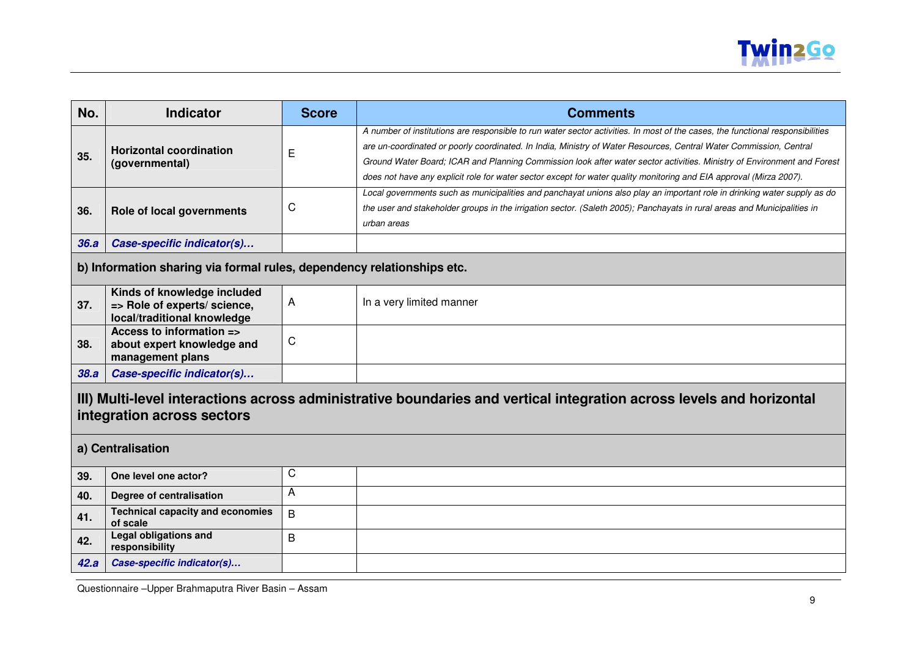| No. | Indicator | Score | Comments |
|---|---|---|---|
| 35. | **Horizontal coordination (governmental)** | E | *A number of institutions are responsible to run water sector activities. In most of the cases, the functional responsibilities are un-coordinated or poorly coordinated. In India, Ministry of Water Resources, Central Water Commission, Central Ground Water Board; ICAR and Planning Commission look after water sector activities. Ministry of Environment and Forest does not have any explicit role for water sector except for water quality monitoring and EIA approval (Mirza 2007).* |
| 36. | **Role of local governments** | C | *Local governments such as municipalities and panchayat unions also play an important role in drinking water supply as do the user and stakeholder groups in the irrigation sector. (Saleth 2005); Panchayats in rural areas and Municipalities in urban areas* |
| ***36.a*** | ***Case-specific indicator(s)…*** | | |
| **b) Information sharing via formal rules, dependency relationships etc.** | | | |
| 37. | **Kinds of knowledge included => Role of experts/ science, local/traditional knowledge** | A | In a very limited manner |
| 38. | **Access to information => about expert knowledge and management plans** | C | |
| ***38.a*** | ***Case-specific indicator(s)…*** | | |
| **III) Multi-level interactions across administrative boundaries and vertical integration across levels and horizontal integration across sectors** | | | |
| **a) Centralisation** | | | |
| 39. | **One level one actor?** | C | |
| 40. | **Degree of centralisation** | A | |
| 41. | **Technical capacity and economies of scale** | B | |
| 42. | **Legal obligations and responsibility** | B | |
| ***42.a*** | ***Case-specific indicator(s)…*** | | |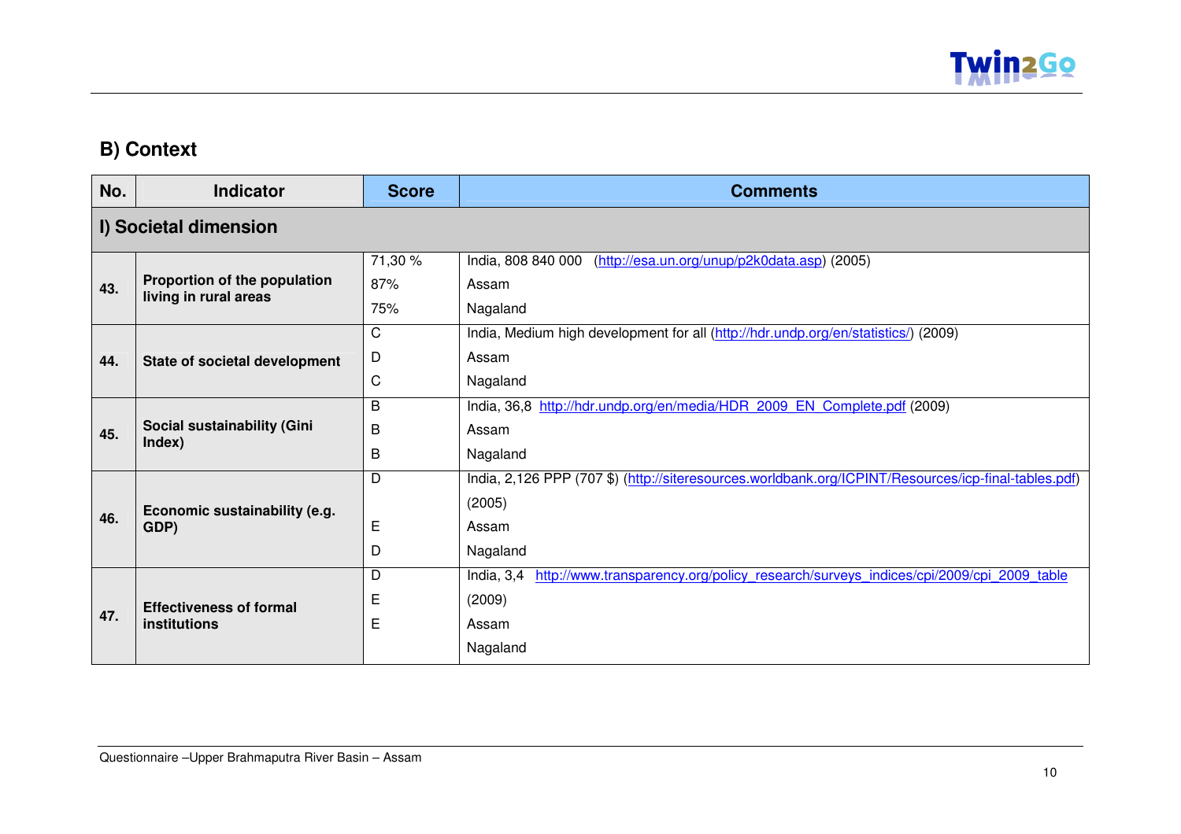## B) Context

| No. | Indicator | Score | Comments |
|---|---|---|---|
| **I) Societal dimension** | | | |
| **43.** | **Proportion of the population living in rural areas** | 71,30 % | India, 808 840 000 (http://esa.un.org/unup/p2k0data.asp) (2005) |
| | | 87% | Assam |
| | | 75% | Nagaland |
| **44.** | **State of societal development** | C | India, Medium high development for all (http://hdr.undp.org/en/statistics/) (2009) |
| | | D | Assam |
| | | C | Nagaland |
| **45.** | **Social sustainability (Gini Index)** | B | India, 36,8 http://hdr.undp.org/en/media/HDR_2009_EN_Complete.pdf (2009) |
| | | B | Assam |
| | | B | Nagaland |
| **46.** | **Economic sustainability (e.g. GDP)** | D | India, 2,126 PPP (707 $) (http://siteresources.worldbank.org/ICPINT/Resources/icp-final-tables.pdf) (2005) |
| | | E | Assam |
| | | D | Nagaland |
| **47.** | **Effectiveness of formal institutions** | D | India, 3,4 http://www.transparency.org/policy_research/surveys_indices/cpi/2009/cpi_2009_table (2009) |
| | | E | Assam |
| | | E | Nagaland |

Questionnaire –Upper Brahmaputra River Basin – Assam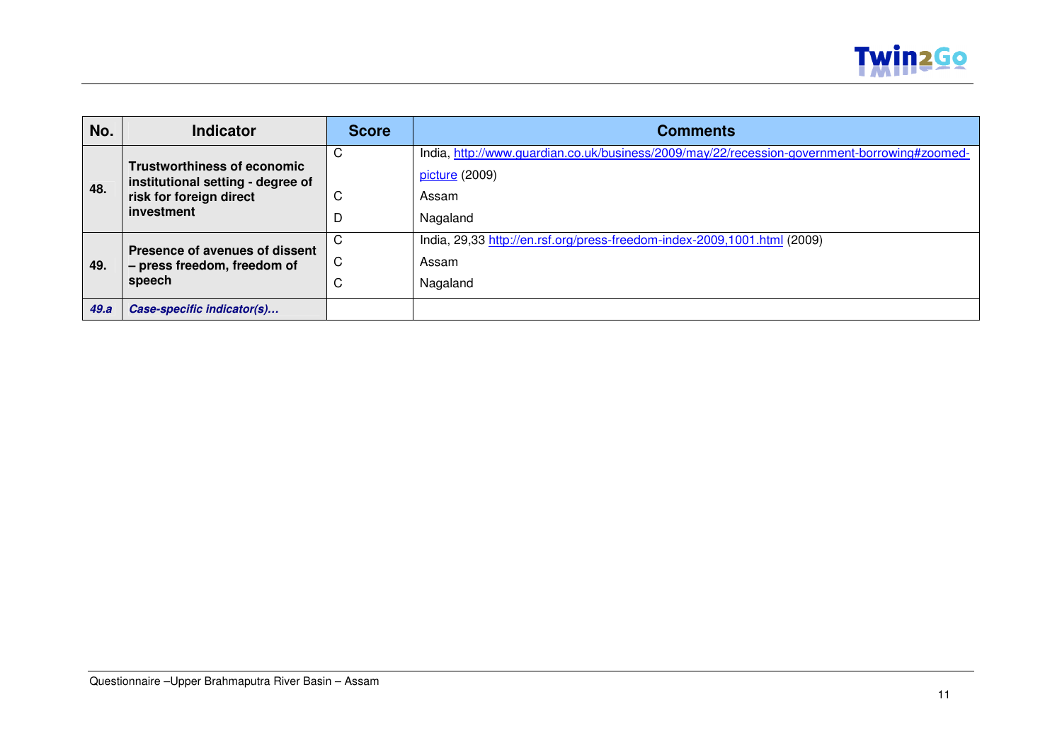| No. | Indicator | Score | Comments |
|---|---|---|---|
| 48. | **Trustworthiness of economic institutional setting - degree of risk for foreign direct investment** | C | India, http://www.guardian.co.uk/business/2009/may/22/recession-government-borrowing#zoomed-picture (2009) |
| | | C | Assam |
| | | D | Nagaland |
| 49. | **Presence of avenues of dissent – press freedom, freedom of speech** | C | India, 29,33 http://en.rsf.org/press-freedom-index-2009,1001.html (2009) |
| | | C | Assam |
| | | C | Nagaland |
| ***49.a*** | ***Case-specific indicator(s)…*** | | |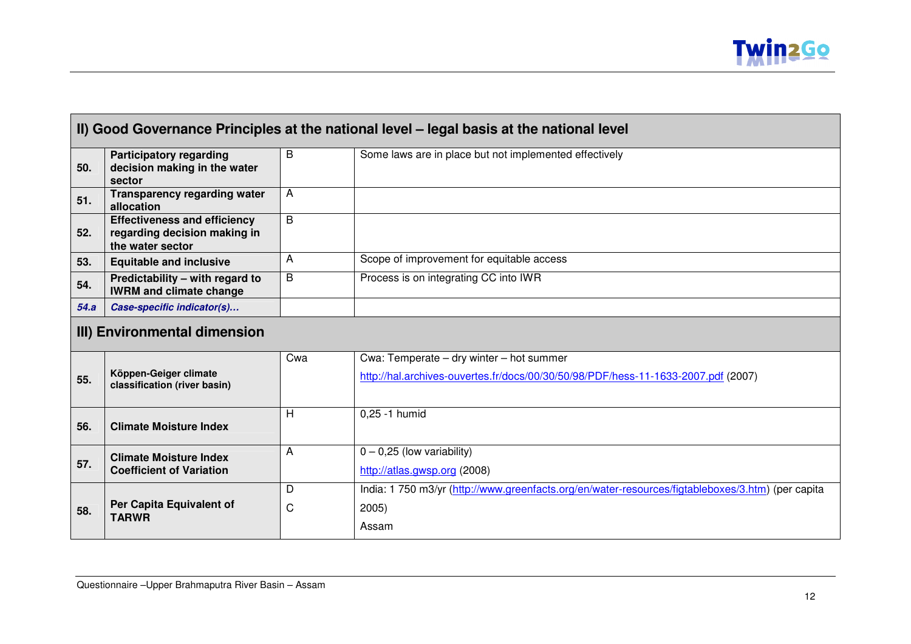| | II) Good Governance Principles at the national level – legal basis at the national level | | |
|---|---|---|---|
| 50. | **Participatory regarding decision making in the water sector** | B | Some laws are in place but not implemented effectively |
| 51. | **Transparency regarding water allocation** | A | |
| 52. | **Effectiveness and efficiency regarding decision making in the water sector** | B | |
| 53. | **Equitable and inclusive** | A | Scope of improvement for equitable access |
| 54. | **Predictability – with regard to IWRM and climate change** | B | Process is on integrating CC into IWR |
| ***54.a*** | ***Case-specific indicator(s)…*** | | |
| | **III) Environmental dimension** | | |
| 55. | **Köppen-Geiger climate classification (river basin)** | Cwa | Cwa: Temperate – dry winter – hot summer<br>http://hal.archives-ouvertes.fr/docs/00/30/50/98/PDF/hess-11-1633-2007.pdf (2007) |
| 56. | **Climate Moisture Index** | H | 0,25 -1 humid |
| 57. | **Climate Moisture Index Coefficient of Variation** | A | 0 – 0,25 (low variability)<br>http://atlas.gwsp.org (2008) |
| 58. | **Per Capita Equivalent of TARWR** | D<br>C | India: 1 750 m3/yr (http://www.greenfacts.org/en/water-resources/figtableboxes/3.htm) (per capita 2005)<br>Assam |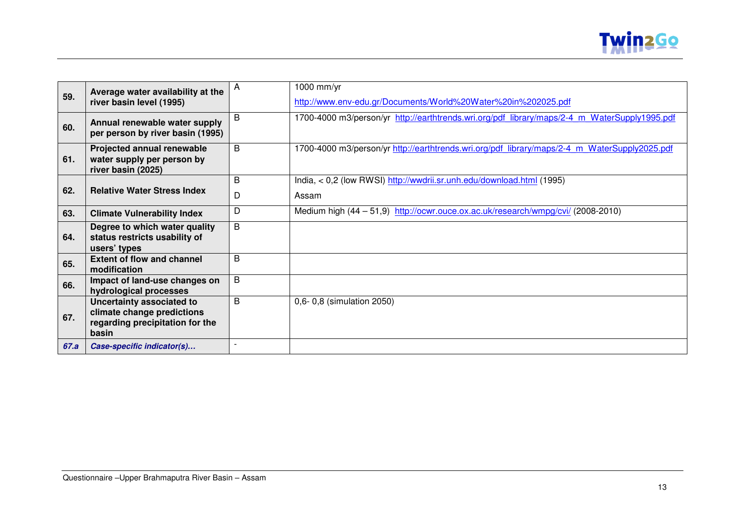| | | | |
|---|---|---|---|
| **59.** | **Average water availability at the river basin level (1995)** | A | 1000 mm/yr<br>http://www.env-edu.gr/Documents/World%20Water%20in%202025.pdf |
| **60.** | **Annual renewable water supply per person by river basin (1995)** | B | 1700-4000 m3/person/yr http://earthtrends.wri.org/pdf_library/maps/2-4_m_WaterSupply1995.pdf |
| **61.** | **Projected annual renewable water supply per person by river basin (2025)** | B | 1700-4000 m3/person/yr http://earthtrends.wri.org/pdf_library/maps/2-4_m_WaterSupply2025.pdf |
| **62.** | **Relative Water Stress Index** | B<br>D | India, < 0,2 (low RWSI) http://wwdrii.sr.unh.edu/download.html (1995)<br>Assam |
| **63.** | **Climate Vulnerability Index** | D | Medium high (44 – 51,9) http://ocwr.ouce.ox.ac.uk/research/wmpg/cvi/ (2008-2010) |
| **64.** | **Degree to which water quality status restricts usability of users' types** | B | |
| **65.** | **Extent of flow and channel modification** | B | |
| **66.** | **Impact of land-use changes on hydrological processes** | B | |
| **67.** | **Uncertainty associated to climate change predictions regarding precipitation for the basin** | B | 0,6- 0,8 (simulation 2050) |
| ***67.a*** | ***Case-specific indicator(s)…*** | - | |

Questionnaire –Upper Brahmaputra River Basin – Assam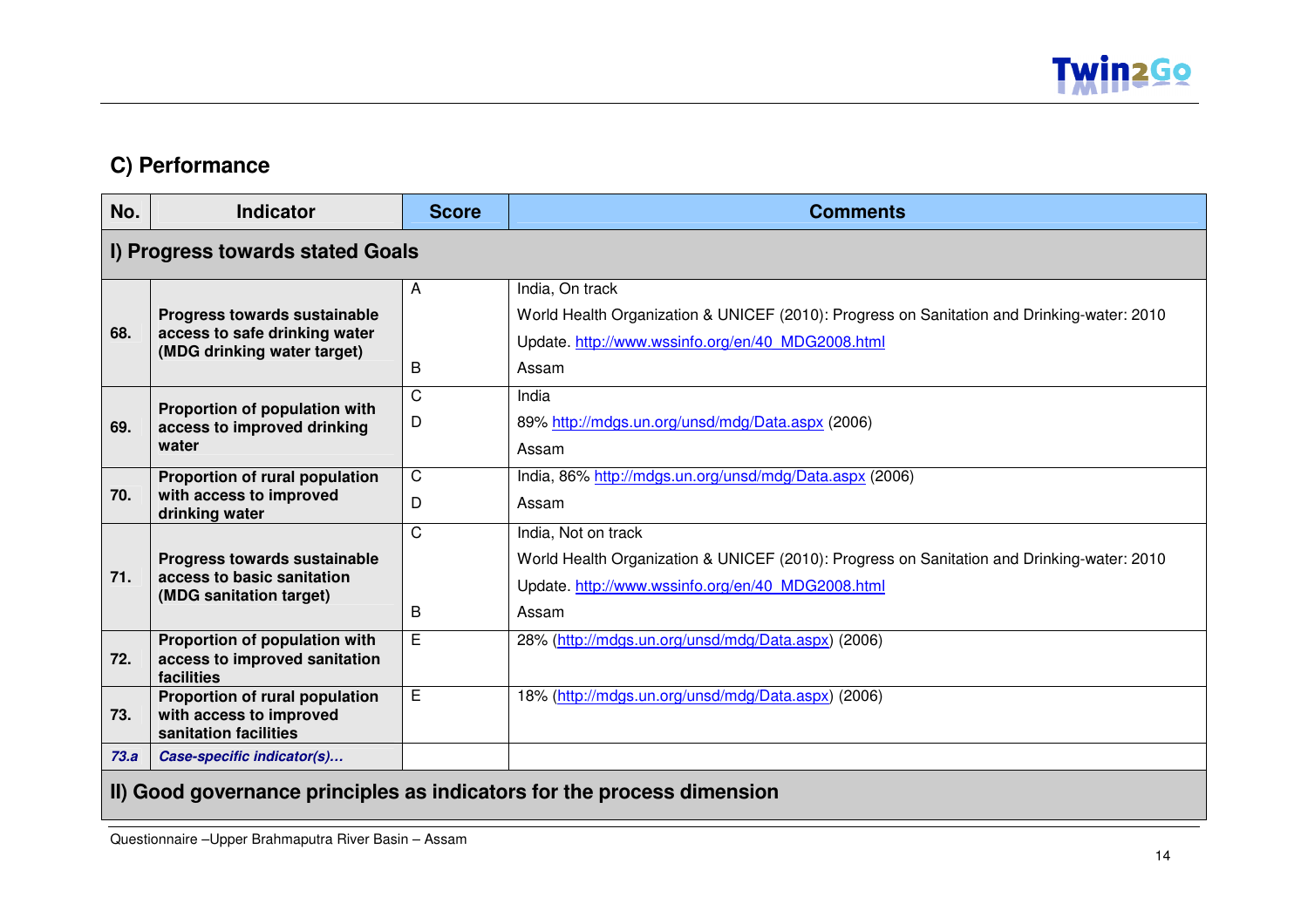## C) Performance

| No. | Indicator | Score | Comments |
|---|---|---|---|
| **I) Progress towards stated Goals** | | | |
| **68.** | **Progress towards sustainable access to safe drinking water (MDG drinking water target)** | A<br><br>B | India, On track<br>World Health Organization & UNICEF (2010): Progress on Sanitation and Drinking-water: 2010 Update. http://www.wssinfo.org/en/40_MDG2008.html<br>Assam |
| **69.** | **Proportion of population with access to improved drinking water** | C<br>D | India<br>89% http://mdgs.un.org/unsd/mdg/Data.aspx (2006)<br>Assam |
| **70.** | **Proportion of rural population with access to improved drinking water** | C<br>D | India, 86% http://mdgs.un.org/unsd/mdg/Data.aspx (2006)<br>Assam |
| **71.** | **Progress towards sustainable access to basic sanitation (MDG sanitation target)** | C<br><br>B | India, Not on track<br>World Health Organization & UNICEF (2010): Progress on Sanitation and Drinking-water: 2010 Update. http://www.wssinfo.org/en/40_MDG2008.html<br>Assam |
| **72.** | **Proportion of population with access to improved sanitation facilities** | E | 28% (http://mdgs.un.org/unsd/mdg/Data.aspx) (2006) |
| **73.** | **Proportion of rural population with access to improved sanitation facilities** | E | 18% (http://mdgs.un.org/unsd/mdg/Data.aspx) (2006) |
| ***73.a*** | ***Case-specific indicator(s)…*** | | |
| **II) Good governance principles as indicators for the process dimension** | | | |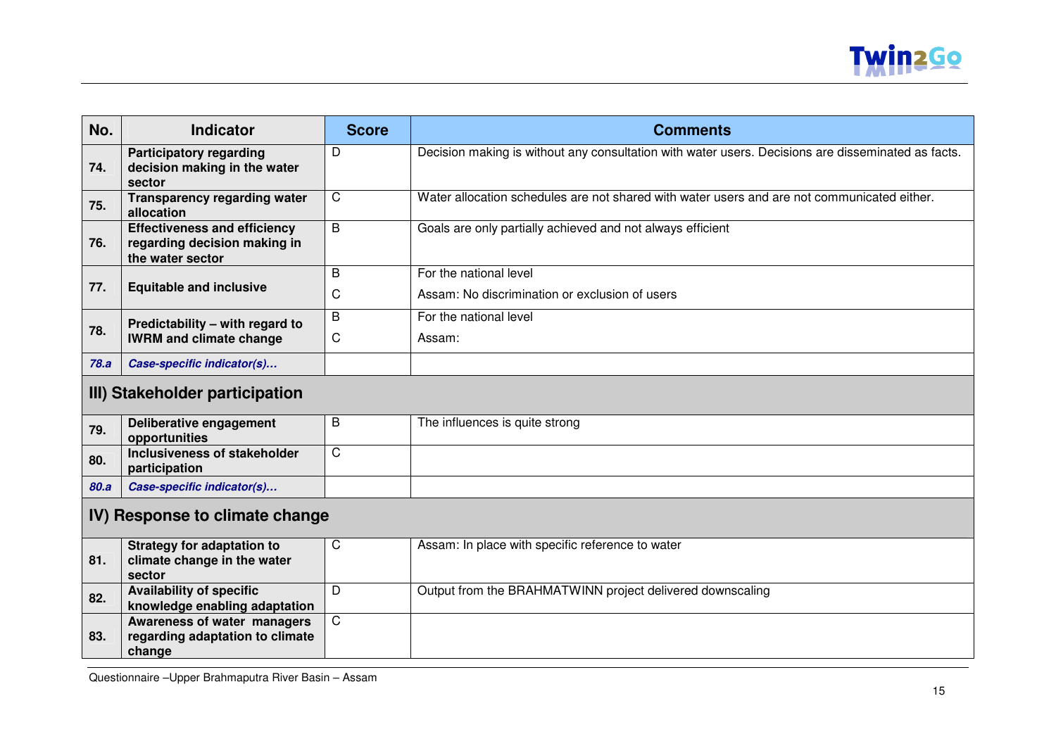| No. | Indicator | Score | Comments |
|---|---|---|---|
| 74. | **Participatory regarding decision making in the water sector** | D | Decision making is without any consultation with water users. Decisions are disseminated as facts. |
| 75. | **Transparency regarding water allocation** | C | Water allocation schedules are not shared with water users and are not communicated either. |
| 76. | **Effectiveness and efficiency regarding decision making in the water sector** | B | Goals are only partially achieved and not always efficient |
| 77. | **Equitable and inclusive** | B<br>C | For the national level<br>Assam: No discrimination or exclusion of users |
| 78. | **Predictability – with regard to IWRM and climate change** | B<br>C | For the national level<br>Assam: |
| *78.a* | ***Case-specific indicator(s)…*** | | |
| **III) Stakeholder participation** | | | |
| 79. | **Deliberative engagement opportunities** | B | The influences is quite strong |
| 80. | **Inclusiveness of stakeholder participation** | C | |
| *80.a* | ***Case-specific indicator(s)…*** | | |
| **IV) Response to climate change** | | | |
| 81. | **Strategy for adaptation to climate change in the water sector** | C | Assam: In place with specific reference to water |
| 82. | **Availability of specific knowledge enabling adaptation** | D | Output from the BRAHMATWINN project delivered downscaling |
| 83. | **Awareness of water managers regarding adaptation to climate change** | C | |

Questionnaire –Upper Brahmaputra River Basin – Assam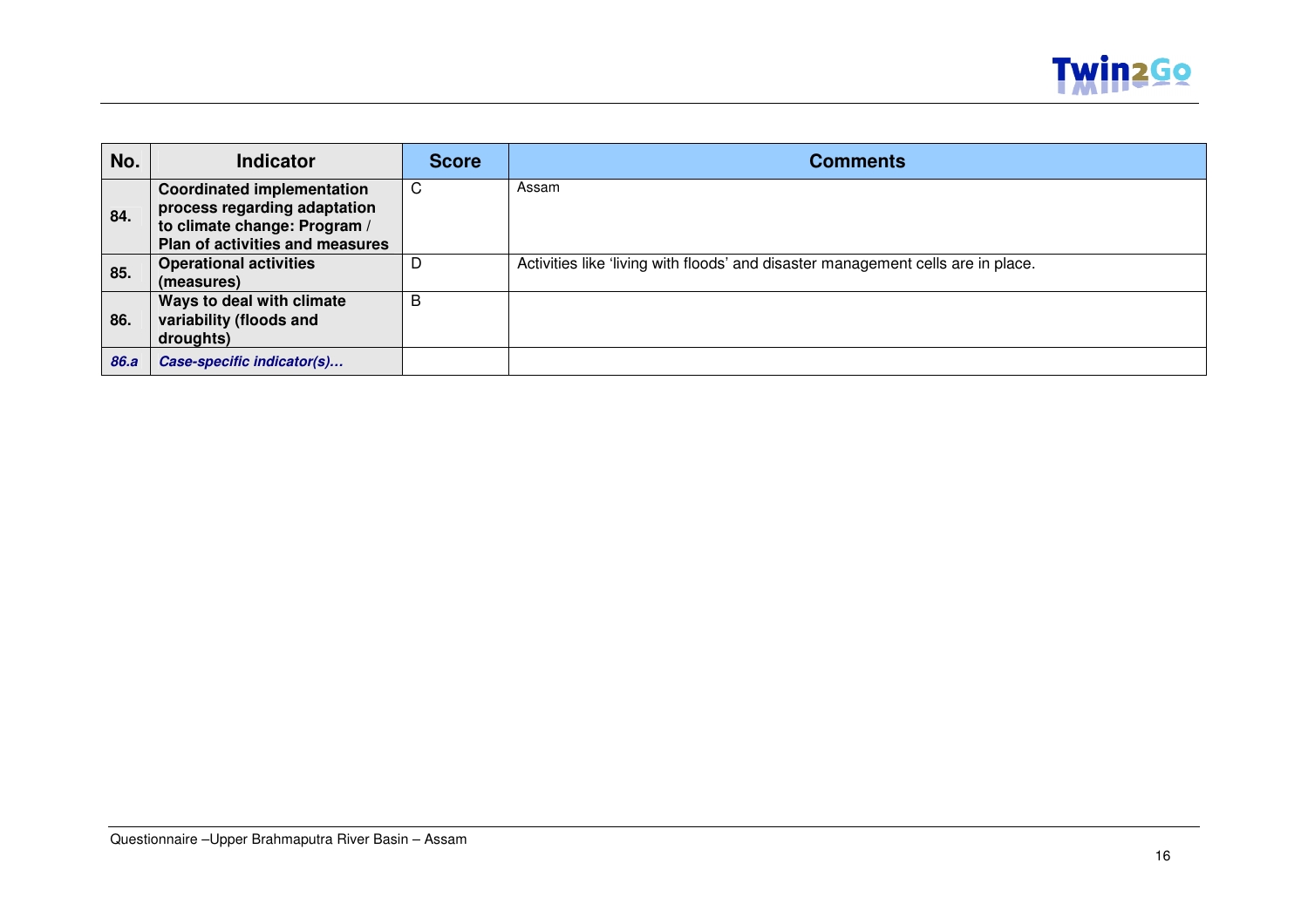| No. | Indicator | Score | Comments |
|---|---|---|---|
| 84. | **Coordinated implementation process regarding adaptation to climate change: Program / Plan of activities and measures** | C | Assam |
| 85. | **Operational activities (measures)** | D | Activities like ‘living with floods’ and disaster management cells are in place. |
| 86. | **Ways to deal with climate variability (floods and droughts)** | B | |
| ***86.a*** | ***Case-specific indicator(s)…*** | | |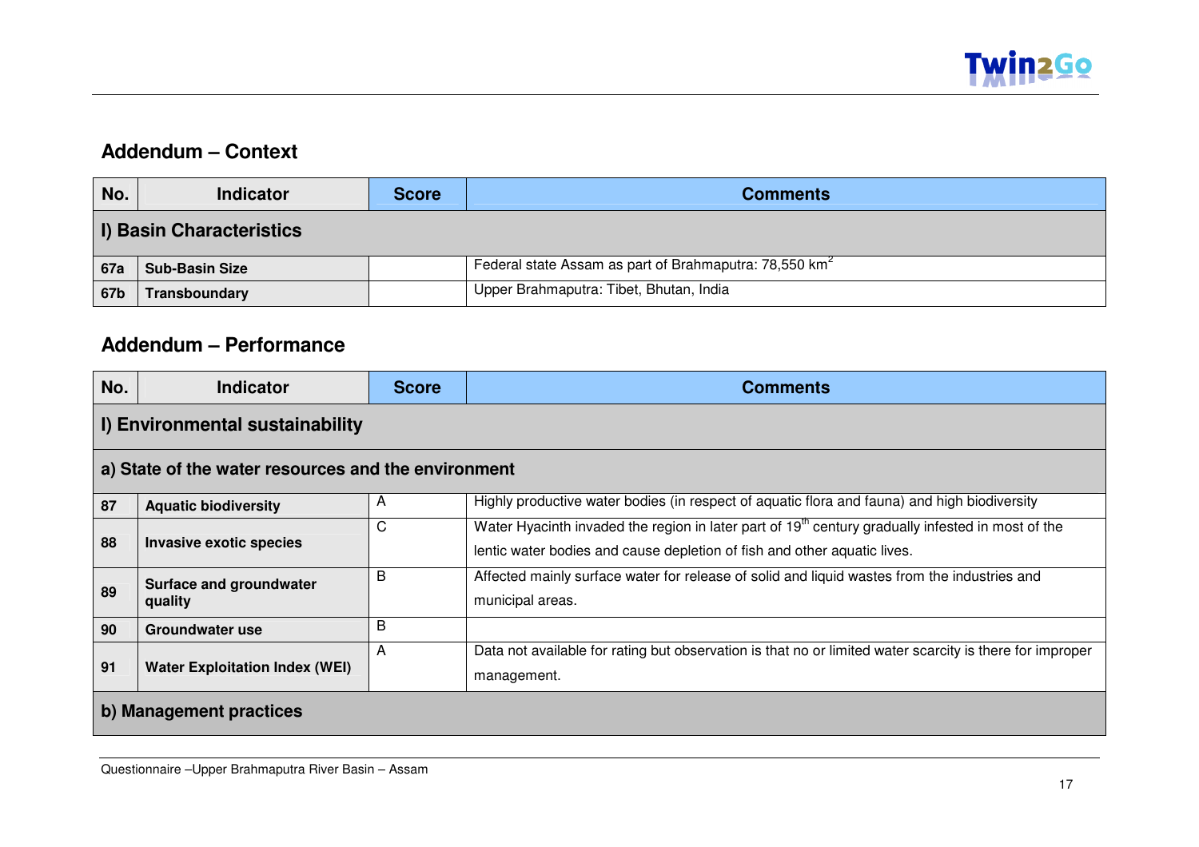## Addendum – Context

| No. | Indicator | Score | Comments |
|---|---|---|---|
| **I) Basin Characteristics** | | | |
| 67a | **Sub-Basin Size** | | Federal state Assam as part of Brahmaputra: 78,550 km$^2$ |
| 67b | **Transboundary** | | Upper Brahmaputra: Tibet, Bhutan, India |

## Addendum – Performance

| No. | Indicator | Score | Comments |
|---|---|---|---|
| **I) Environmental sustainability** | | | |
| **a) State of the water resources and the environment** | | | |
| 87 | **Aquatic biodiversity** | A | Highly productive water bodies (in respect of aquatic flora and fauna) and high biodiversity |
| 88 | **Invasive exotic species** | C | Water Hyacinth invaded the region in later part of 19$^{th}$ century gradually infested in most of the lentic water bodies and cause depletion of fish and other aquatic lives. |
| 89 | **Surface and groundwater quality** | B | Affected mainly surface water for release of solid and liquid wastes from the industries and municipal areas. |
| 90 | **Groundwater use** | B | |
| 91 | **Water Exploitation Index (WEI)** | A | Data not available for rating but observation is that no or limited water scarcity is there for improper management. |
| **b) Management practices** | | | |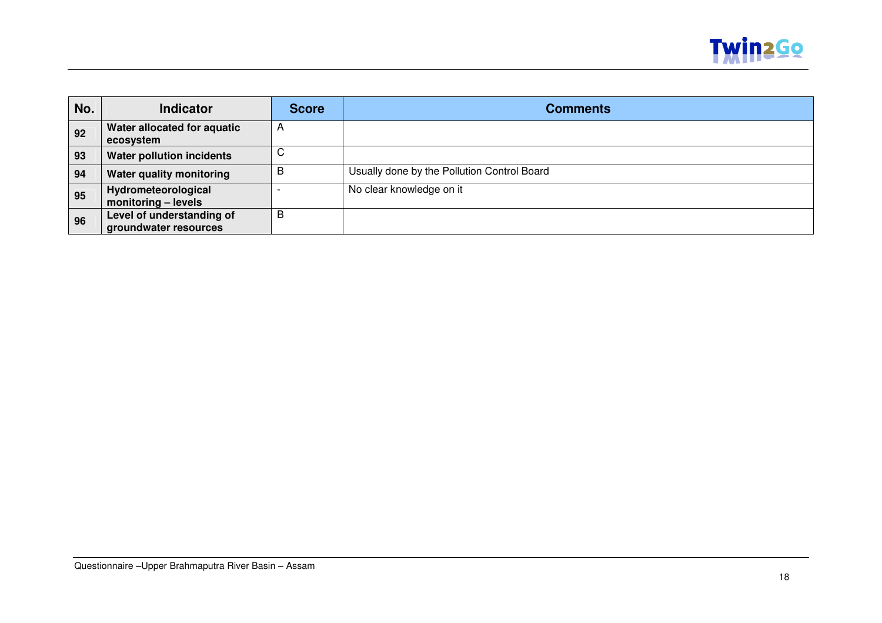| No. | Indicator | Score | Comments |
|---|---|---|---|
| 92 | **Water allocated for aquatic ecosystem** | A | |
| 93 | **Water pollution incidents** | C | |
| 94 | **Water quality monitoring** | B | Usually done by the Pollution Control Board |
| 95 | **Hydrometeorological monitoring – levels** | - | No clear knowledge on it |
| 96 | **Level of understanding of groundwater resources** | B | |